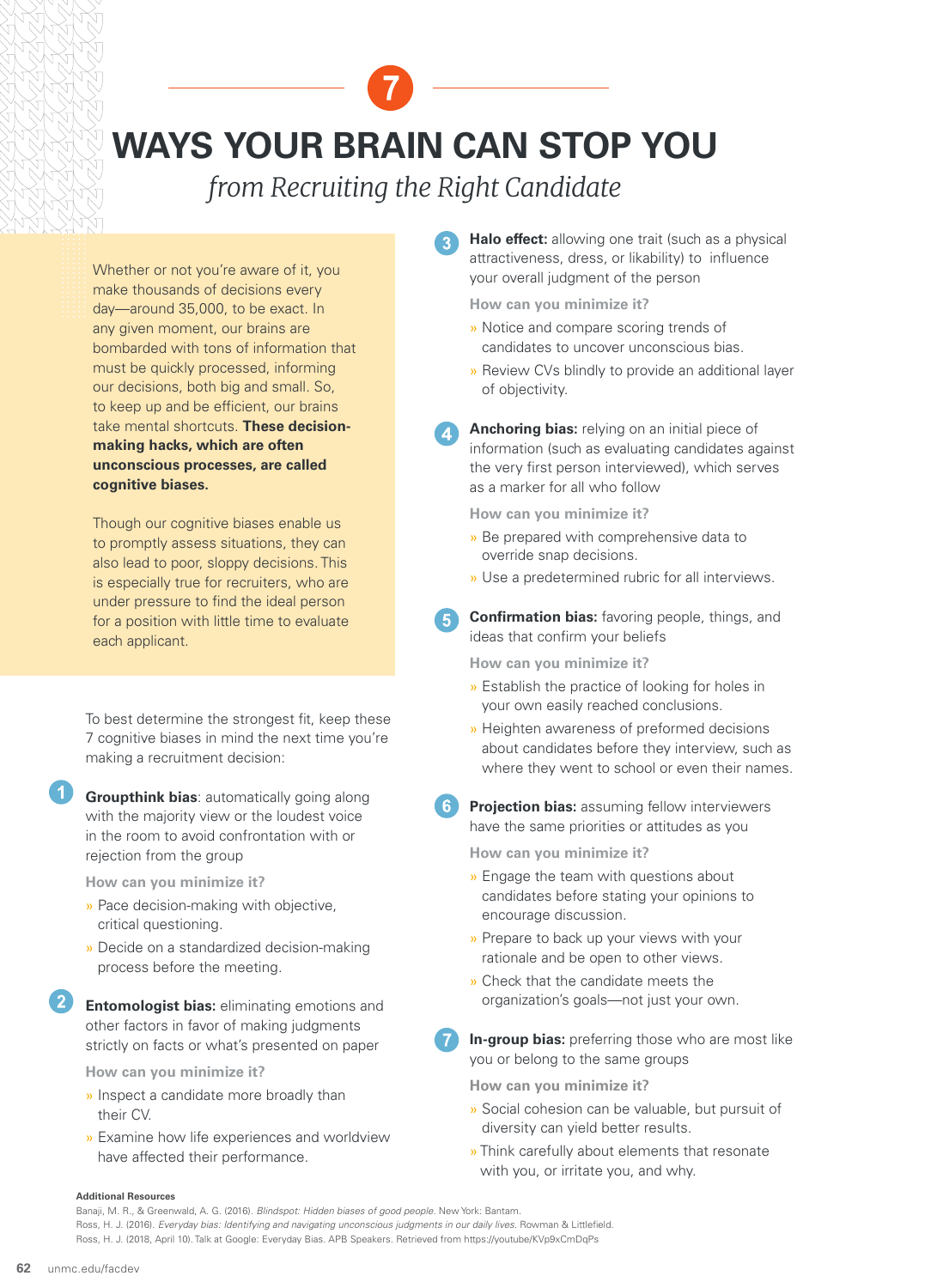# 7 WAYS YOUR BRAIN CAN STOP YOU

*from Recruiting the Right Candidate*

Whether or not you're aware of it, you make thousands of decisions every day—around 35,000, to be exact. In any given moment, our brains are bombarded with tons of information that must be quickly processed, informing our decisions, both big and small. So, to keep up and be efficient, our brains take mental shortcuts. **These decision-making hacks, which are often unconscious processes, are called cognitive biases.**

Though our cognitive biases enable us to promptly assess situations, they can also lead to poor, sloppy decisions. This is especially true for recruiters, who are under pressure to find the ideal person for a position with little time to evaluate each applicant.

To best determine the strongest fit, keep these 7 cognitive biases in mind the next time you're making a recruitment decision:

### 1 **Groupthink bias**: automatically going along with the majority view or the loudest voice in the room to avoid confrontation with or rejection from the group

**How can you minimize it?**

- Pace decision-making with objective, critical questioning.
- Decide on a standardized decision-making process before the meeting.

### 2 **Entomologist bias:** eliminating emotions and other factors in favor of making judgments strictly on facts or what's presented on paper

**How can you minimize it?**

- Inspect a candidate more broadly than their CV.
- Examine how life experiences and worldview have affected their performance.

### 3 **Halo effect:** allowing one trait (such as a physical attractiveness, dress, or likability) to influence your overall judgment of the person

**How can you minimize it?**

- Notice and compare scoring trends of candidates to uncover unconscious bias.
- Review CVs blindly to provide an additional layer of objectivity.

### 4 **Anchoring bias:** relying on an initial piece of information (such as evaluating candidates against the very first person interviewed), which serves as a marker for all who follow

**How can you minimize it?**

- Be prepared with comprehensive data to override snap decisions.
- Use a predetermined rubric for all interviews.

### 5 **Confirmation bias:** favoring people, things, and ideas that confirm your beliefs

**How can you minimize it?**

- Establish the practice of looking for holes in your own easily reached conclusions.
- Heighten awareness of preformed decisions about candidates before they interview, such as where they went to school or even their names.

### 6 **Projection bias:** assuming fellow interviewers have the same priorities or attitudes as you

**How can you minimize it?**

- Engage the team with questions about candidates before stating your opinions to encourage discussion.
- Prepare to back up your views with your rationale and be open to other views.
- Check that the candidate meets the organization's goals—not just your own.

### 7 **In-group bias:** preferring those who are most like you or belong to the same groups

**How can you minimize it?**

- Social cohesion can be valuable, but pursuit of diversity can yield better results.
- Think carefully about elements that resonate with you, or irritate you, and why.

**Additional Resources**

Banaji, M. R., & Greenwald, A. G. (2016). *Blindspot: Hidden biases of good people.* New York: Bantam.

Ross, H. J. (2016). *Everyday bias: Identifying and navigating unconscious judgments in our daily lives.* Rowman & Littlefield.

Ross, H. J. (2018, April 10). Talk at Google: Everyday Bias. APB Speakers. Retrieved from https://youtube/KVp9xCmDqPs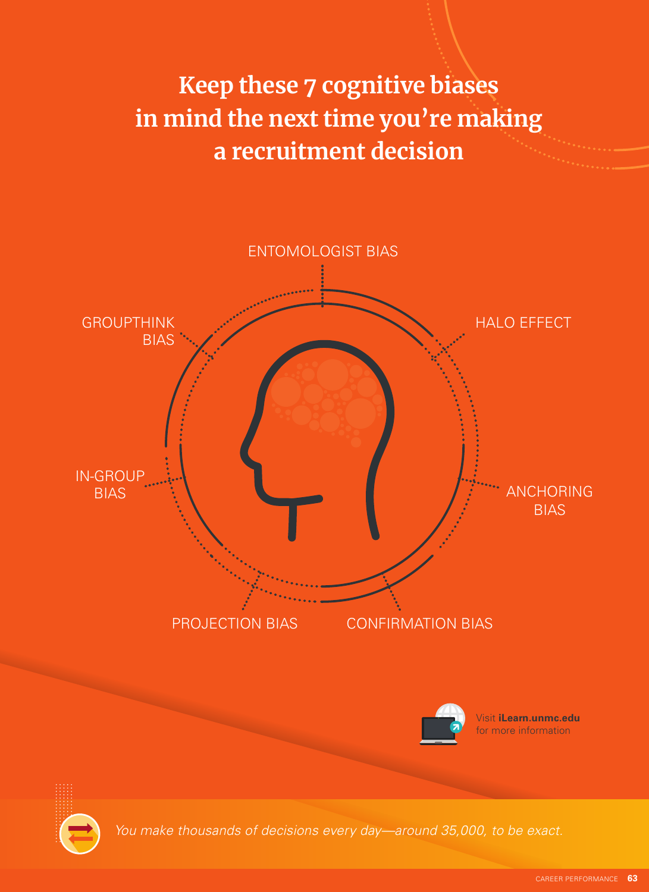# Keep these 7 cognitive biases in mind the next time you're making a recruitment decision

ENTOMOLOGIST BIAS

HALO EFFECT

ANCHORING BIAS

CONFIRMATION BIAS

PROJECTION BIAS

IN-GROUP BIAS

GROUPTHINK BIAS

Visit **iLearn.unmc.edu** for more information

*You make thousands of decisions every day—around 35,000, to be exact.*